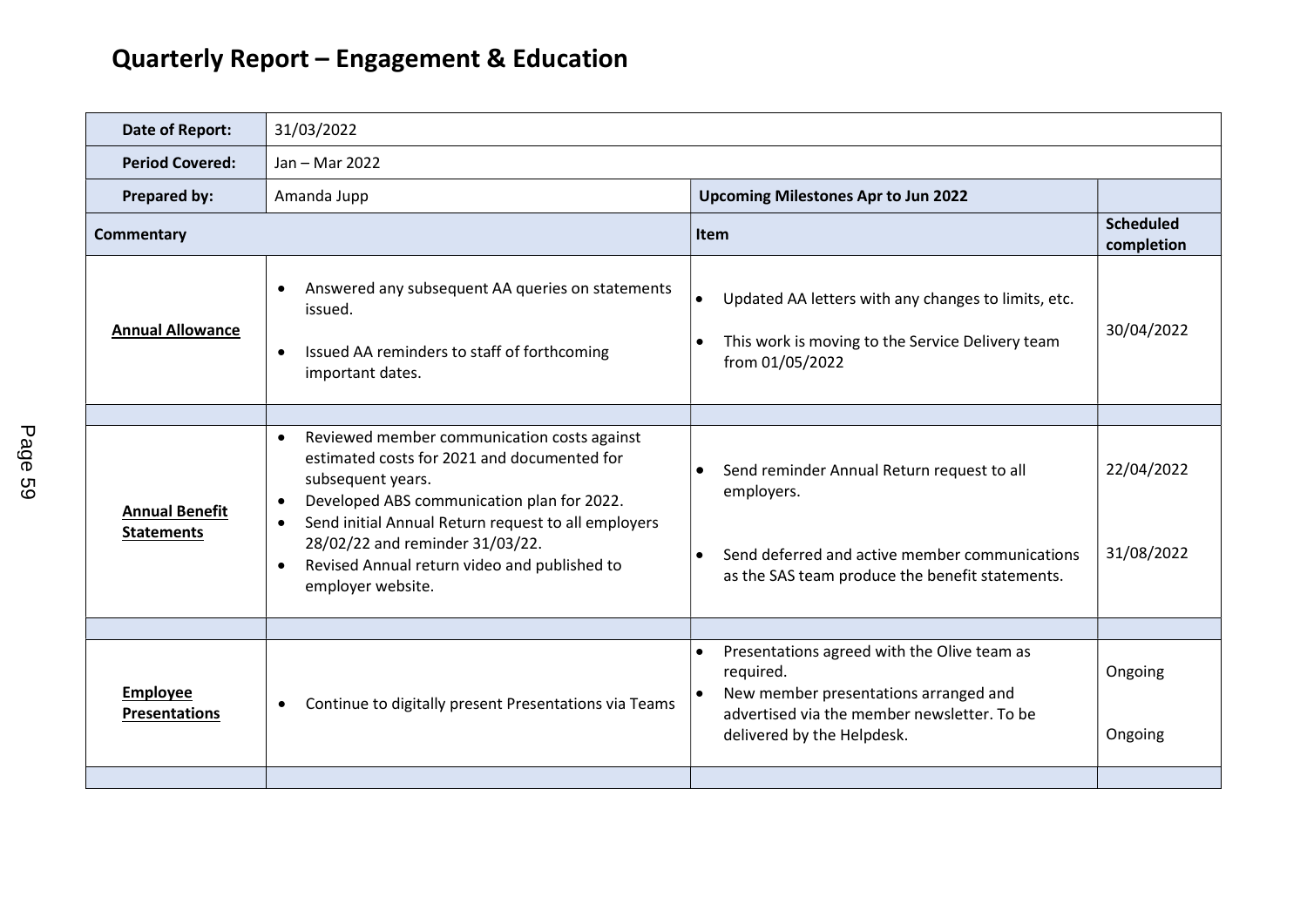# Quarterly Report – Engagement & Education

| **Date of Report:** | 31/03/2022 | | |
|---|---|---|---|
| **Period Covered:** | Jan – Mar 2022 | | |
| **Prepared by:** | Amanda Jupp | **Upcoming Milestones Apr to Jun 2022** | |
| **Commentary** | | **Item** | **Scheduled completion** |
| **Annual Allowance** | • Answered any subsequent AA queries on statements issued.<br>• Issued AA reminders to staff of forthcoming important dates. | • Updated AA letters with any changes to limits, etc.<br>• This work is moving to the Service Delivery team from 01/05/2022 | 30/04/2022 |
| | | | |
| **Annual Benefit Statements** | • Reviewed member communication costs against estimated costs for 2021 and documented for subsequent years.<br>• Developed ABS communication plan for 2022.<br>• Send initial Annual Return request to all employers 28/02/22 and reminder 31/03/22.<br>• Revised Annual return video and published to employer website. | • Send reminder Annual Return request to all employers.<br>• Send deferred and active member communications as the SAS team produce the benefit statements. | 22/04/2022<br>31/08/2022 |
| | | | |
| **Employee Presentations** | • Continue to digitally present Presentations via Teams | • Presentations agreed with the Olive team as required.<br>• New member presentations arranged and advertised via the member newsletter. To be delivered by the Helpdesk. | Ongoing<br>Ongoing |
| | | | |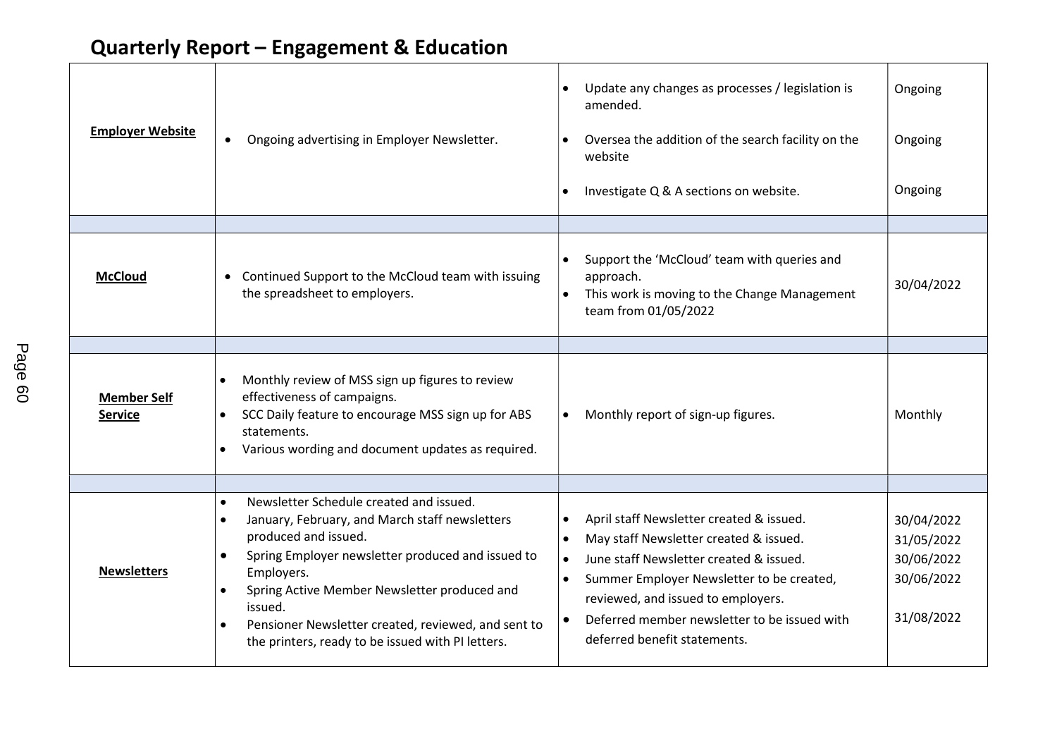# Quarterly Report – Engagement & Education

| | | | |
|---|---|---|---|
| **Employer Website** | • Ongoing advertising in Employer Newsletter. | • Update any changes as processes / legislation is amended.<br>• Oversea the addition of the search facility on the website<br>• Investigate Q & A sections on website. | Ongoing<br>Ongoing<br>Ongoing |
| | | | |
| **McCloud** | • Continued Support to the McCloud team with issuing the spreadsheet to employers. | • Support the 'McCloud' team with queries and approach.<br>• This work is moving to the Change Management team from 01/05/2022 | 30/04/2022 |
| | | | |
| **Member Self Service** | • Monthly review of MSS sign up figures to review effectiveness of campaigns.<br>• SCC Daily feature to encourage MSS sign up for ABS statements.<br>• Various wording and document updates as required. | • Monthly report of sign-up figures. | Monthly |
| | | | |
| **Newsletters** | • Newsletter Schedule created and issued.<br>• January, February, and March staff newsletters produced and issued.<br>• Spring Employer newsletter produced and issued to Employers.<br>• Spring Active Member Newsletter produced and issued.<br>• Pensioner Newsletter created, reviewed, and sent to the printers, ready to be issued with PI letters. | • April staff Newsletter created & issued.<br>• May staff Newsletter created & issued.<br>• June staff Newsletter created & issued.<br>• Summer Employer Newsletter to be created, reviewed, and issued to employers.<br>• Deferred member newsletter to be issued with deferred benefit statements. | 30/04/2022<br>31/05/2022<br>30/06/2022<br>30/06/2022<br>31/08/2022 |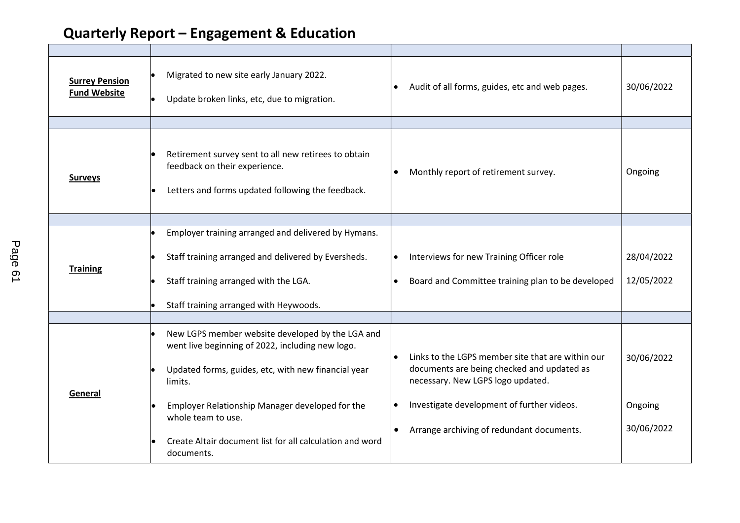# Quarterly Report – Engagement & Education

| | | | |
|---|---|---|---|
| **Surrey Pension Fund Website** | • Migrated to new site early January 2022.<br>• Update broken links, etc, due to migration. | • Audit of all forms, guides, etc and web pages. | 30/06/2022 |
| | | | |
| **Surveys** | • Retirement survey sent to all new retirees to obtain feedback on their experience.<br>• Letters and forms updated following the feedback. | • Monthly report of retirement survey. | Ongoing |
| | | | |
| **Training** | • Employer training arranged and delivered by Hymans.<br>• Staff training arranged and delivered by Eversheds.<br>• Staff training arranged with the LGA.<br>• Staff training arranged with Heywoods. | • Interviews for new Training Officer role<br>• Board and Committee training plan to be developed | 28/04/2022<br>12/05/2022 |
| | | | |
| **General** | • New LGPS member website developed by the LGA and went live beginning of 2022, including new logo.<br>• Updated forms, guides, etc, with new financial year limits.<br>• Employer Relationship Manager developed for the whole team to use.<br>• Create Altair document list for all calculation and word documents. | • Links to the LGPS member site that are within our documents are being checked and updated as necessary. New LGPS logo updated.<br>• Investigate development of further videos.<br>• Arrange archiving of redundant documents. | 30/06/2022<br>Ongoing<br>30/06/2022 |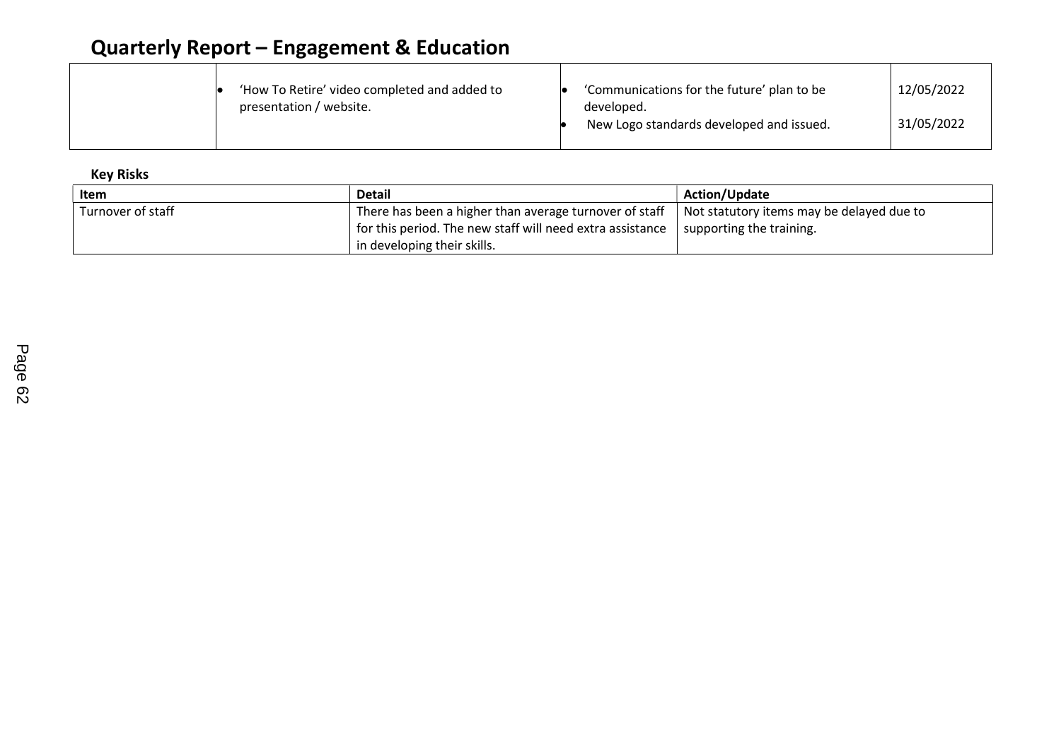# Quarterly Report – Engagement & Education

| | | | |
|---|---|---|---|
| | • 'How To Retire' video completed and added to presentation / website. | • 'Communications for the future' plan to be developed.<br>• New Logo standards developed and issued. | 12/05/2022<br><br>31/05/2022 |

**Key Risks**

| Item | Detail | Action/Update |
|---|---|---|
| Turnover of staff | There has been a higher than average turnover of staff for this period. The new staff will need extra assistance in developing their skills. | Not statutory items may be delayed due to supporting the training. |